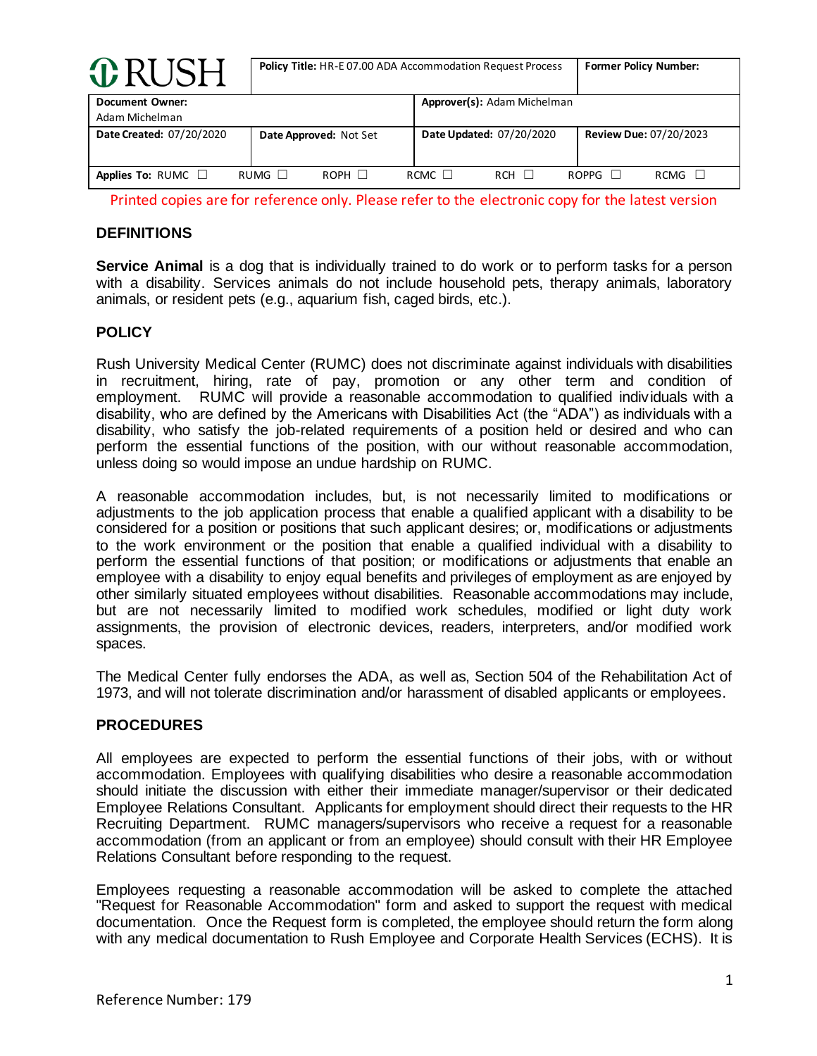| RUSH | Policy Title: HR-E 07.00 ADA Accommodation Request Process | | Former Policy Number: |
|---|---|---|---|
| **Document Owner:** Adam Michelman | | **Approver(s):** Adam Michelman | |
| **Date Created:** 07/20/2020 | **Date Approved:** Not Set | **Date Updated:** 07/20/2020 | **Review Due:** 07/20/2023 |
| **Applies To:** RUMC ☐ RUMG ☐ | ROPH ☐ | RCMC ☐ RCH ☐ | ROPPG ☐ RCMG ☐ |

Printed copies are for reference only. Please refer to the electronic copy for the latest version

## DEFINITIONS

**Service Animal** is a dog that is individually trained to do work or to perform tasks for a person with a disability. Services animals do not include household pets, therapy animals, laboratory animals, or resident pets (e.g., aquarium fish, caged birds, etc.).

## POLICY

Rush University Medical Center (RUMC) does not discriminate against individuals with disabilities in recruitment, hiring, rate of pay, promotion or any other term and condition of employment. RUMC will provide a reasonable accommodation to qualified individuals with a disability, who are defined by the Americans with Disabilities Act (the "ADA") as individuals with a disability, who satisfy the job-related requirements of a position held or desired and who can perform the essential functions of the position, with our without reasonable accommodation, unless doing so would impose an undue hardship on RUMC.

A reasonable accommodation includes, but, is not necessarily limited to modifications or adjustments to the job application process that enable a qualified applicant with a disability to be considered for a position or positions that such applicant desires; or, modifications or adjustments to the work environment or the position that enable a qualified individual with a disability to perform the essential functions of that position; or modifications or adjustments that enable an employee with a disability to enjoy equal benefits and privileges of employment as are enjoyed by other similarly situated employees without disabilities. Reasonable accommodations may include, but are not necessarily limited to modified work schedules, modified or light duty work assignments, the provision of electronic devices, readers, interpreters, and/or modified work spaces.

The Medical Center fully endorses the ADA, as well as, Section 504 of the Rehabilitation Act of 1973, and will not tolerate discrimination and/or harassment of disabled applicants or employees.

## PROCEDURES

All employees are expected to perform the essential functions of their jobs, with or without accommodation. Employees with qualifying disabilities who desire a reasonable accommodation should initiate the discussion with either their immediate manager/supervisor or their dedicated Employee Relations Consultant. Applicants for employment should direct their requests to the HR Recruiting Department. RUMC managers/supervisors who receive a request for a reasonable accommodation (from an applicant or from an employee) should consult with their HR Employee Relations Consultant before responding to the request.

Employees requesting a reasonable accommodation will be asked to complete the attached "Request for Reasonable Accommodation" form and asked to support the request with medical documentation. Once the Request form is completed, the employee should return the form along with any medical documentation to Rush Employee and Corporate Health Services (ECHS). It is

Reference Number: 179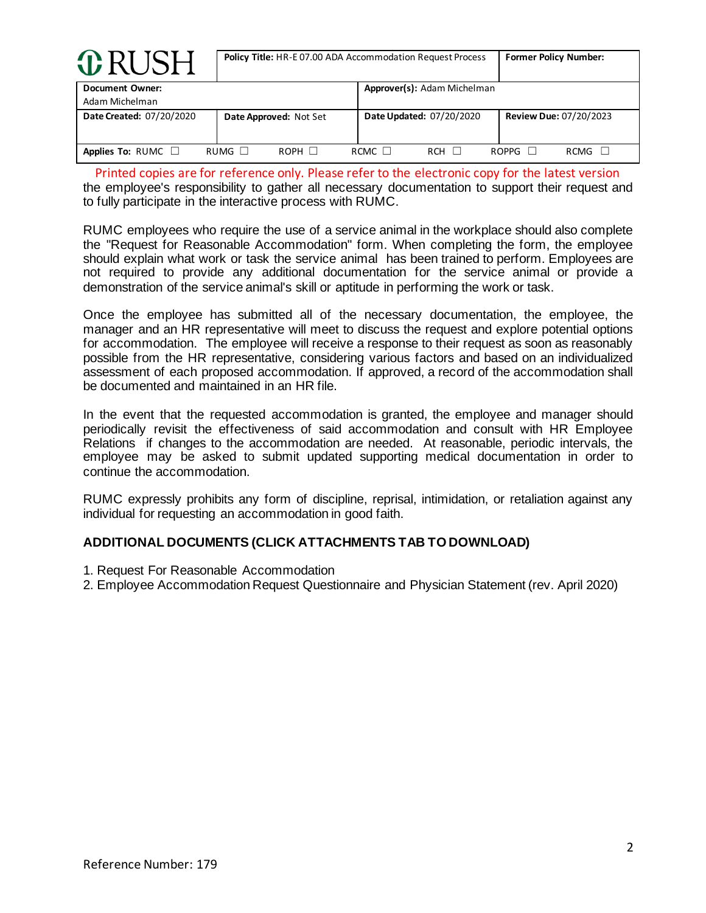the employee's responsibility to gather all necessary documentation to support their request and to fully participate in the interactive process with RUMC.

RUMC employees who require the use of a service animal in the workplace should also complete the "Request for Reasonable Accommodation" form. When completing the form, the employee should explain what work or task the service animal has been trained to perform. Employees are not required to provide any additional documentation for the service animal or provide a demonstration of the service animal's skill or aptitude in performing the work or task.

Once the employee has submitted all of the necessary documentation, the employee, the manager and an HR representative will meet to discuss the request and explore potential options for accommodation. The employee will receive a response to their request as soon as reasonably possible from the HR representative, considering various factors and based on an individualized assessment of each proposed accommodation. If approved, a record of the accommodation shall be documented and maintained in an HR file.

In the event that the requested accommodation is granted, the employee and manager should periodically revisit the effectiveness of said accommodation and consult with HR Employee Relations if changes to the accommodation are needed. At reasonable, periodic intervals, the employee may be asked to submit updated supporting medical documentation in order to continue the accommodation.

RUMC expressly prohibits any form of discipline, reprisal, intimidation, or retaliation against any individual for requesting an accommodation in good faith.

**ADDITIONAL DOCUMENTS (CLICK ATTACHMENTS TAB TO DOWNLOAD)**

1. Request For Reasonable Accommodation
2. Employee Accommodation Request Questionnaire and Physician Statement (rev. April 2020)